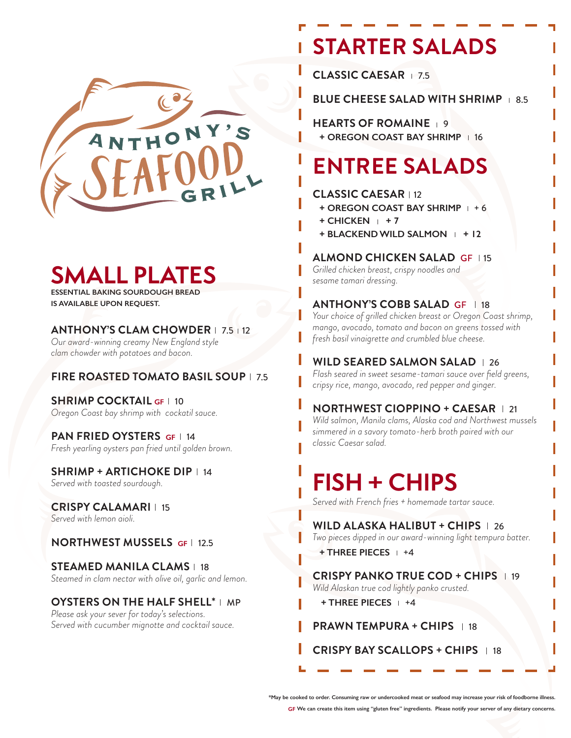# ANTHONY'S SEAFOOD GRILL

## SMALL PLATES

**ESSENTIAL BAKING SOURDOUGH BREAD IS AVAILABLE UPON REQUEST.**

**ANTHONY'S CLAM CHOWDER** | 7.5 | 12
*Our award-winning creamy New England style clam chowder with potatoes and bacon.*

**FIRE ROASTED TOMATO BASIL SOUP** | 7.5

**SHRIMP COCKTAIL** GF | 10
*Oregon Coast bay shrimp with cockatil sauce.*

**PAN FRIED OYSTERS** GF | 14
*Fresh yearling oysters pan fried until golden brown.*

**SHRIMP + ARTICHOKE DIP** | 14
*Served with toasted sourdough.*

**CRISPY CALAMARI** | 15
*Served with lemon aioli.*

**NORTHWEST MUSSELS** GF | 12.5

**STEAMED MANILA CLAMS** | 18
*Steamed in clam nectar with olive oil, garlic and lemon.*

**OYSTERS ON THE HALF SHELL*** | MP
*Please ask your sever for today's selections. Served with cucumber mignotte and cocktail sauce.*

## STARTER SALADS

**CLASSIC CAESAR** | 7.5

**BLUE CHEESE SALAD WITH SHRIMP** | 8.5

**HEARTS OF ROMAINE** | 9
- **+ OREGON COAST BAY SHRIMP** | 16

## ENTREE SALADS

**CLASSIC CAESAR** | 12
- **+ OREGON COAST BAY SHRIMP** | + 6
- **+ CHICKEN** | + 7
- **+ BLACKEND WILD SALMON** | + 12

**ALMOND CHICKEN SALAD** GF | 15
*Grilled chicken breast, crispy noodles and sesame tamari dressing.*

**ANTHONY'S COBB SALAD** GF | 18
*Your choice of grilled chicken breast or Oregon Coast shrimp, mango, avocado, tomato and bacon on greens tossed with fresh basil vinaigrette and crumbled blue cheese.*

**WILD SEARED SALMON SALAD** | 26
*Flash seared in sweet sesame-tamari sauce over field greens, cripsy rice, mango, avocado, red pepper and ginger.*

**NORTHWEST CIOPPINO + CAESAR** | 21
*Wild salmon, Manila clams, Alaska cod and Northwest mussels simmered in a savory tomato-herb broth paired with our classic Caesar salad.*

## FISH + CHIPS

*Served with French fries + homemade tartar sauce.*

**WILD ALASKA HALIBUT + CHIPS** | 26
*Two pieces dipped in our award-winning light tempura batter.*
- **+ THREE PIECES** | +4

**CRISPY PANKO TRUE COD + CHIPS** | 19
*Wild Alaskan true cod lightly panko crusted.*
- **+ THREE PIECES** | +4

**PRAWN TEMPURA + CHIPS** | 18

**CRISPY BAY SCALLOPS + CHIPS** | 18

***May be cooked to order. Consuming raw or undercooked meat or seafood may increase your risk of foodborne illness.**

**GF We can create this item using "gluten free" ingredients. Please notify your server of any dietary concerns.**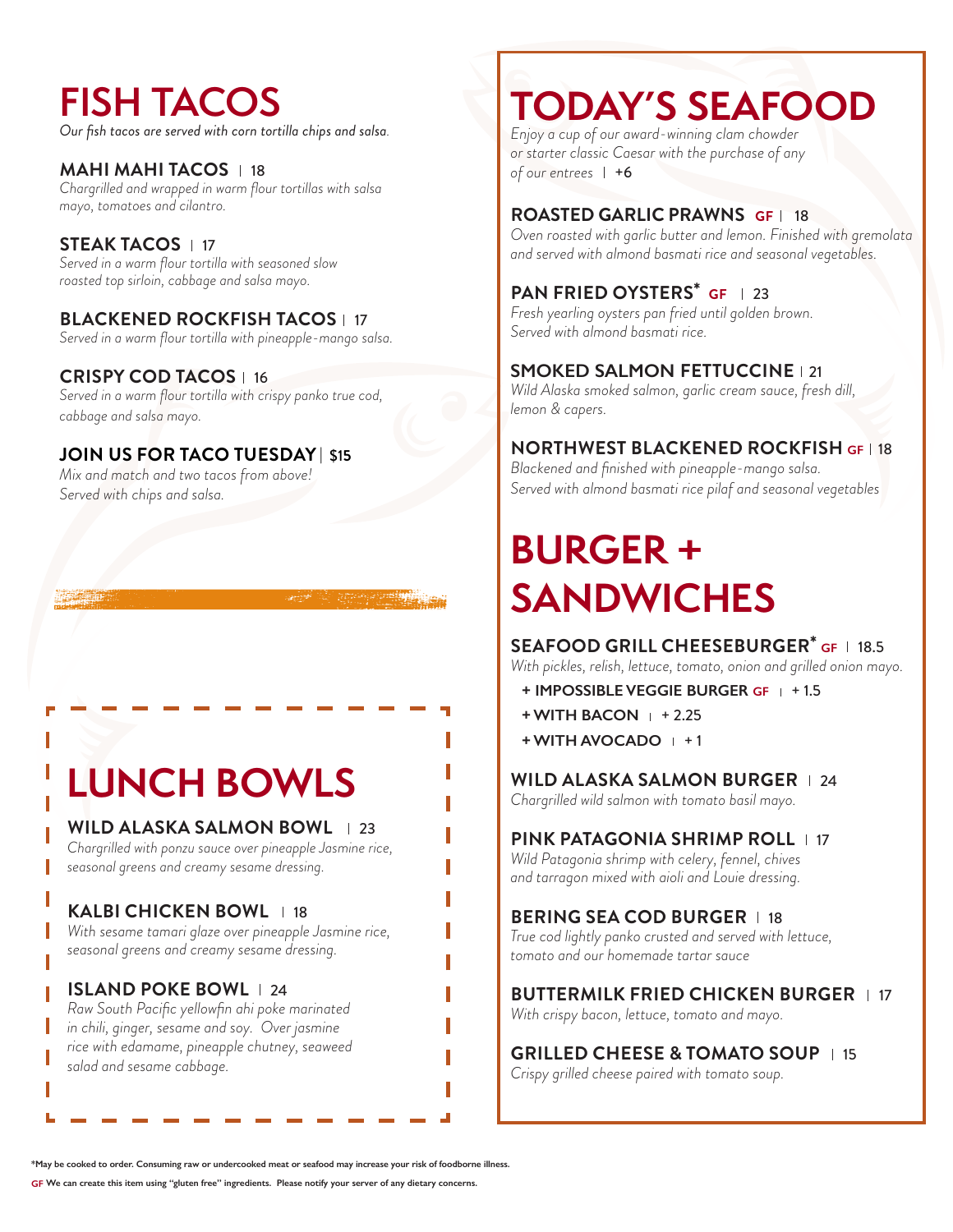# FISH TACOS

*Our fish tacos are served with corn tortilla chips and salsa.*

### MAHI MAHI TACOS | 18

*Chargrilled and wrapped in warm flour tortillas with salsa mayo, tomatoes and cilantro.*

### STEAK TACOS | 17

*Served in a warm flour tortilla with seasoned slow roasted top sirloin, cabbage and salsa mayo.*

### BLACKENED ROCKFISH TACOS | 17

*Served in a warm flour tortilla with pineapple-mango salsa.*

### CRISPY COD TACOS | 16

*Served in a warm flour tortilla with crispy panko true cod, cabbage and salsa mayo.*

### JOIN US FOR TACO TUESDAY | $15

*Mix and match and two tacos from above! Served with chips and salsa.*

# LUNCH BOWLS

### WILD ALASKA SALMON BOWL | 23

*Chargrilled with ponzu sauce over pineapple Jasmine rice, seasonal greens and creamy sesame dressing.*

### KALBI CHICKEN BOWL | 18

*With sesame tamari glaze over pineapple Jasmine rice, seasonal greens and creamy sesame dressing.*

### ISLAND POKE BOWL | 24

*Raw South Pacific yellowfin ahi poke marinated in chili, ginger, sesame and soy. Over jasmine rice with edamame, pineapple chutney, seaweed salad and sesame cabbage.*

# TODAY'S SEAFOOD

*Enjoy a cup of our award-winning clam chowder or starter classic Caesar with the purchase of any of our entrees* | +6

### ROASTED GARLIC PRAWNS GF | 18

*Oven roasted with garlic butter and lemon. Finished with gremolata and served with almond basmati rice and seasonal vegetables.*

### PAN FRIED OYSTERS* GF | 23

*Fresh yearling oysters pan fried until golden brown. Served with almond basmati rice.*

### SMOKED SALMON FETTUCCINE | 21

*Wild Alaska smoked salmon, garlic cream sauce, fresh dill, lemon & capers.*

### NORTHWEST BLACKENED ROCKFISH GF | 18

*Blackened and finished with pineapple-mango salsa. Served with almond basmati rice pilaf and seasonal vegetables*

# BURGER + SANDWICHES

### SEAFOOD GRILL CHEESEBURGER* GF | 18.5

*With pickles, relish, lettuce, tomato, onion and grilled onion mayo.*

- **+ IMPOSSIBLE VEGGIE BURGER GF** | + 1.5
- **+ WITH BACON** | + 2.25
- **+ WITH AVOCADO** | + 1

### WILD ALASKA SALMON BURGER | 24

*Chargrilled wild salmon with tomato basil mayo.*

### PINK PATAGONIA SHRIMP ROLL | 17

*Wild Patagonia shrimp with celery, fennel, chives and tarragon mixed with aioli and Louie dressing.*

### BERING SEA COD BURGER | 18

*True cod lightly panko crusted and served with lettuce, tomato and our homemade tartar sauce*

### BUTTERMILK FRIED CHICKEN BURGER | 17

*With crispy bacon, lettuce, tomato and mayo.*

### GRILLED CHEESE & TOMATO SOUP | 15

*Crispy grilled cheese paired with tomato soup.*

**\*May be cooked to order. Consuming raw or undercooked meat or seafood may increase your risk of foodborne illness.**

**GF We can create this item using "gluten free" ingredients. Please notify your server of any dietary concerns.**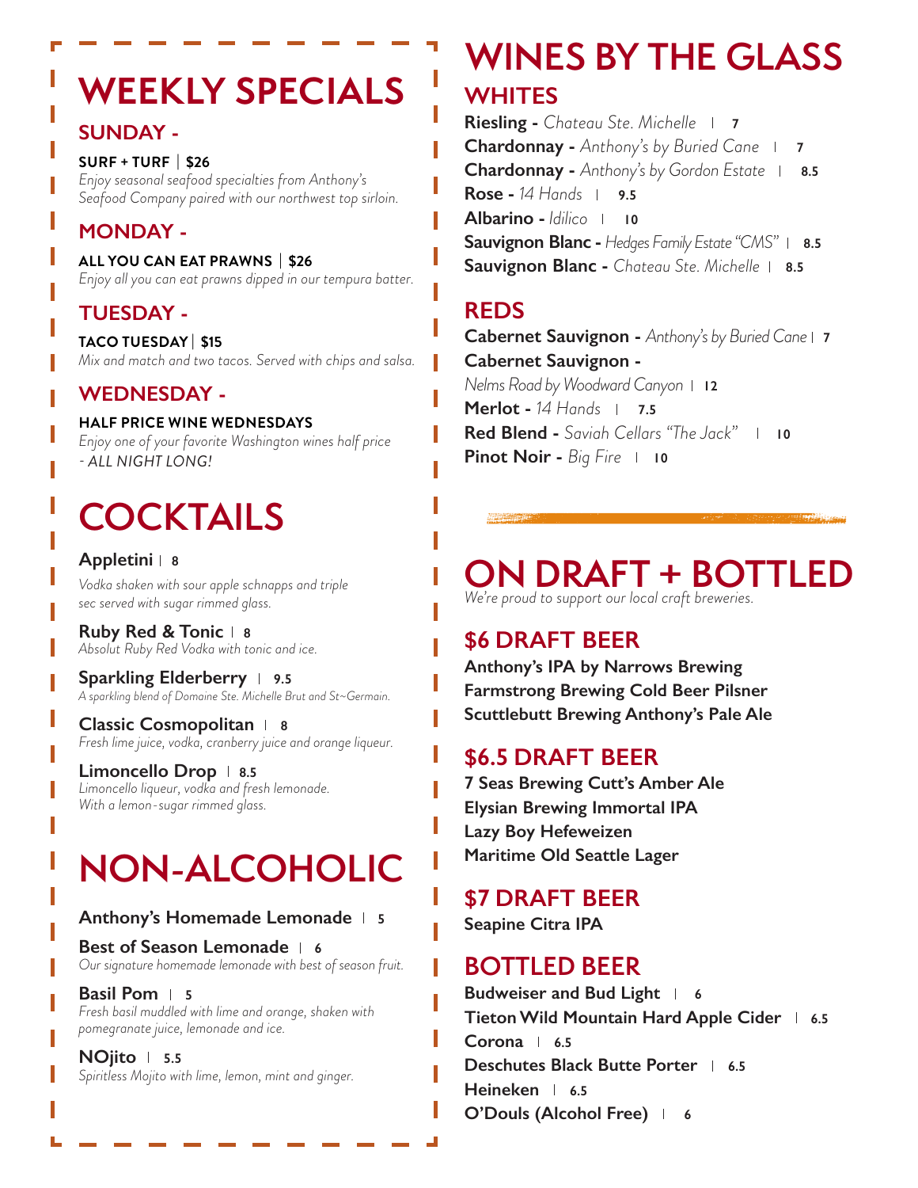# WEEKLY SPECIALS

## SUNDAY -

**SURF + TURF | $26**
*Enjoy seasonal seafood specialties from Anthony's Seafood Company paired with our northwest top sirloin.*

## MONDAY -

**ALL YOU CAN EAT PRAWNS | $26**
*Enjoy all you can eat prawns dipped in our tempura batter.*

## TUESDAY -

**TACO TUESDAY | $15**
*Mix and match and two tacos. Served with chips and salsa.*

## WEDNESDAY -

**HALF PRICE WINE WEDNESDAYS**
*Enjoy one of your favorite Washington wines half price - ALL NIGHT LONG!*

# COCKTAILS

**Appletini** | 8
*Vodka shaken with sour apple schnapps and triple sec served with sugar rimmed glass.*

**Ruby Red & Tonic** | 8
*Absolut Ruby Red Vodka with tonic and ice.*

**Sparkling Elderberry** | 9.5
*A sparkling blend of Domaine Ste. Michelle Brut and St~Germain.*

**Classic Cosmopolitan** | 8
*Fresh lime juice, vodka, cranberry juice and orange liqueur.*

**Limoncello Drop** | 8.5
*Limoncello liqueur, vodka and fresh lemonade. With a lemon-sugar rimmed glass.*

# NON-ALCOHOLIC

**Anthony's Homemade Lemonade** | 5

**Best of Season Lemonade** | 6
*Our signature homemade lemonade with best of season fruit.*

**Basil Pom** | 5
*Fresh basil muddled with lime and orange, shaken with pomegranate juice, lemonade and ice.*

**NOjito** | 5.5
*Spiritless Mojito with lime, lemon, mint and ginger.*

# WINES BY THE GLASS

## WHITES

**Riesling -** *Chateau Ste. Michelle* | 7
**Chardonnay -** *Anthony's by Buried Cane* | 7
**Chardonnay -** *Anthony's by Gordon Estate* | 8.5
**Rose -** *14 Hands* | 9.5
**Albarino -** *Idilico* | 10
**Sauvignon Blanc -** *Hedges Family Estate "CMS"* | 8.5
**Sauvignon Blanc -** *Chateau Ste. Michelle* | 8.5

## REDS

**Cabernet Sauvignon -** *Anthony's by Buried Cane* | 7
**Cabernet Sauvignon -** *Nelms Road by Woodward Canyon* | 12
**Merlot -** *14 Hands* | 7.5
**Red Blend -** *Saviah Cellars "The Jack"* | 10
**Pinot Noir -** *Big Fire* | 10

# ON DRAFT + BOTTLED

*We're proud to support our local craft breweries.*

## $6 DRAFT BEER

**Anthony's IPA by Narrows Brewing**
**Farmstrong Brewing Cold Beer Pilsner**
**Scuttlebutt Brewing Anthony's Pale Ale**

## $6.5 DRAFT BEER

**7 Seas Brewing Cutt's Amber Ale**
**Elysian Brewing Immortal IPA**
**Lazy Boy Hefeweizen**
**Maritime Old Seattle Lager**

## $7 DRAFT BEER

**Seapine Citra IPA**

## BOTTLED BEER

**Budweiser and Bud Light** | 6
**Tieton Wild Mountain Hard Apple Cider** | 6.5
**Corona** | 6.5
**Deschutes Black Butte Porter** | 6.5
**Heineken** | 6.5
**O'Douls (Alcohol Free)** | 6